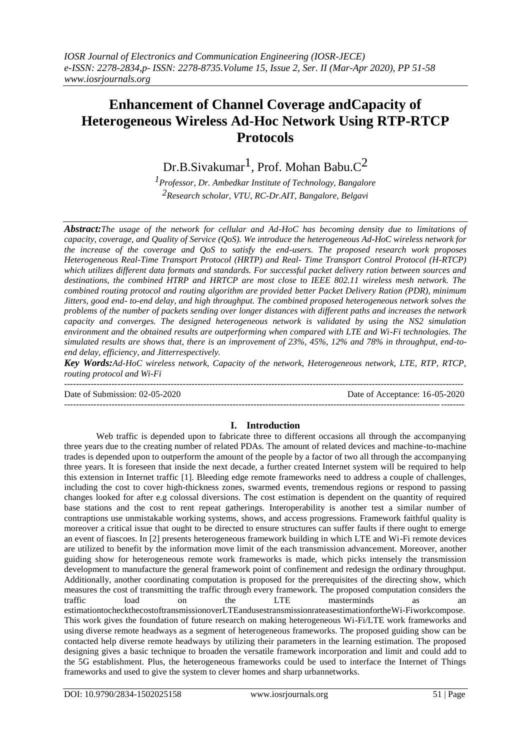# Enhancement of Channel Coverage andCapacity of Heterogeneous Wireless Ad-Hoc Network Using RTP-RTCP Protocols

Dr.B.Sivakumar[1], Prof. Mohan Babu.C[2]

[1]Professor, Dr. Ambedkar Institute of Technology, Bangalore
[2]Research scholar, VTU, RC-Dr.AIT, Bangalore, Belgavi

***Abstract:****The usage of the network for cellular and Ad-HoC has becoming density due to limitations of capacity, coverage, and Quality of Service (QoS). We introduce the heterogeneous Ad-HoC wireless network for the increase of the coverage and QoS to satisfy the end-users. The proposed research work proposes Heterogeneous Real-Time Transport Protocol (HRTP) and Real- Time Transport Control Protocol (H-RTCP) which utilizes different data formats and standards. For successful packet delivery ration between sources and destinations, the combined HTRP and HRTCP are most close to IEEE 802.11 wireless mesh network. The combined routing protocol and routing algorithm are provided better Packet Delivery Ration (PDR), minimum Jitters, good end- to-end delay, and high throughput. The combined proposed heterogeneous network solves the problems of the number of packets sending over longer distances with different paths and increases the network capacity and converges. The designed heterogeneous network is validated by using the NS2 simulation environment and the obtained results are outperforming when compared with LTE and Wi-Fi technologies. The simulated results are shows that, there is an improvement of 23%, 45%, 12% and 78% in throughput, end-to-end delay, efficiency, and Jitterrespectively.*

***Key Words:****Ad-HoC wireless network, Capacity of the network, Heterogeneous network, LTE, RTP, RTCP, routing protocol and Wi-Fi*

Date of Submission: 02-05-2020 Date of Acceptance: 16-05-2020

## I. Introduction

Web traffic is depended upon to fabricate three to different occasions all through the accompanying three years due to the creating number of related PDAs. The amount of related devices and machine-to-machine trades is depended upon to outperform the amount of the people by a factor of two all through the accompanying three years. It is foreseen that inside the next decade, a further created Internet system will be required to help this extension in Internet traffic [1]. Bleeding edge remote frameworks need to address a couple of challenges, including the cost to cover high-thickness zones, swarmed events, tremendous regions or respond to passing changes looked for after e.g colossal diversions. The cost estimation is dependent on the quantity of required base stations and the cost to rent repeat gatherings. Interoperability is another test a similar number of contraptions use unmistakable working systems, shows, and access progressions. Framework faithful quality is moreover a critical issue that ought to be directed to ensure structures can suffer faults if there ought to emerge an event of fiascoes. In [2] presents heterogeneous framework building in which LTE and Wi-Fi remote devices are utilized to benefit by the information move limit of the each transmission advancement. Moreover, another guiding show for heterogeneous remote work frameworks is made, which picks intensely the transmission development to manufacture the general framework point of confinement and redesign the ordinary throughput. Additionally, another coordinating computation is proposed for the prerequisites of the directing show, which measures the cost of transmitting the traffic through every framework. The proposed computation considers the traffic load on the LTE masterminds as an estimationtocheckthecostoftransmissionoverLTEandusestransmissionrateasestimationfortheWi-Fiworkcompose. This work gives the foundation of future research on making heterogeneous Wi-Fi/LTE work frameworks and using diverse remote headways as a segment of heterogeneous frameworks. The proposed guiding show can be contacted help diverse remote headways by utilizing their parameters in the learning estimation. The proposed designing gives a basic technique to broaden the versatile framework incorporation and limit and could add to the 5G establishment. Plus, the heterogeneous frameworks could be used to interface the Internet of Things frameworks and used to give the system to clever homes and sharp urbannetworks.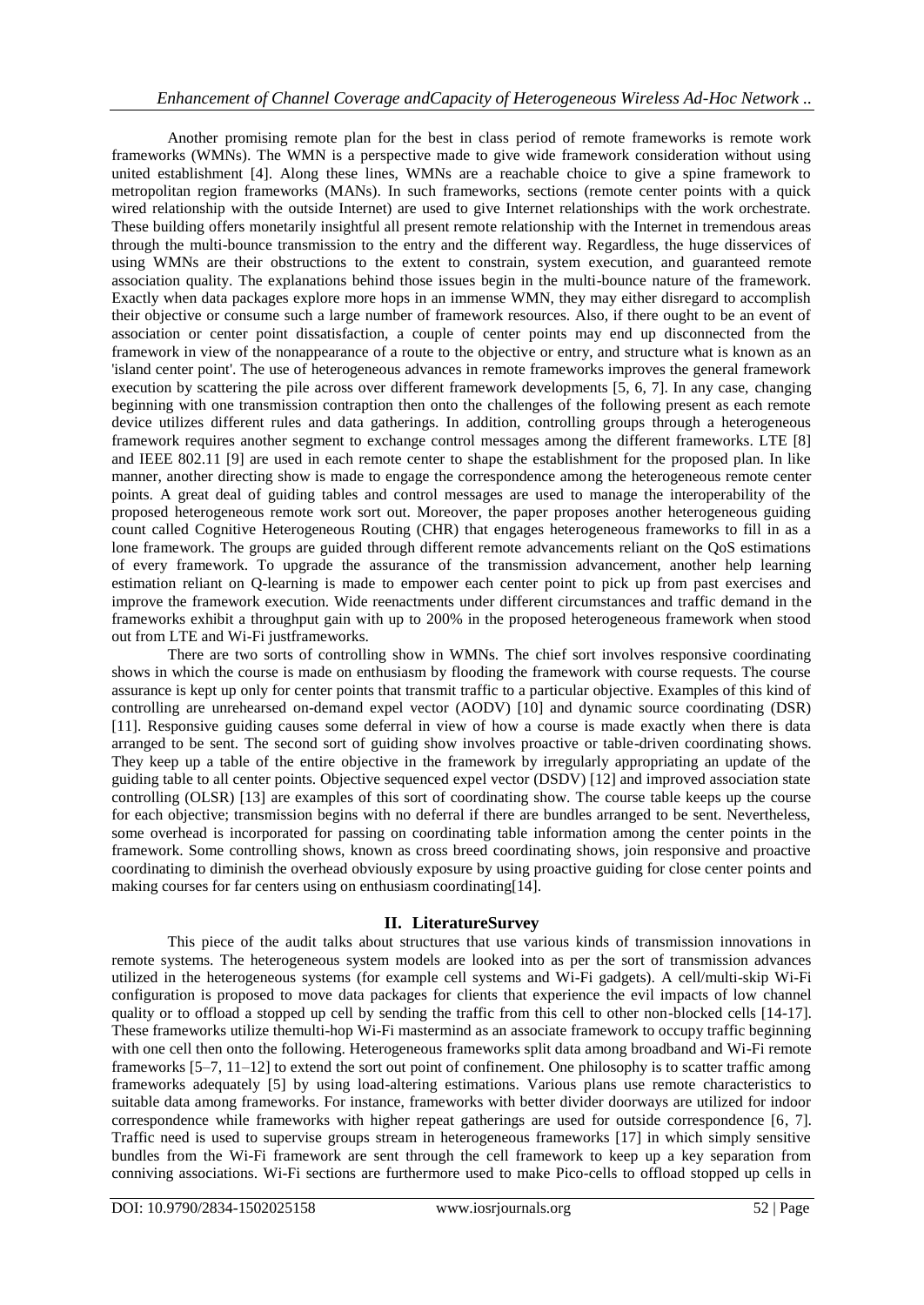Another promising remote plan for the best in class period of remote frameworks is remote work frameworks (WMNs). The WMN is a perspective made to give wide framework consideration without using united establishment [4]. Along these lines, WMNs are a reachable choice to give a spine framework to metropolitan region frameworks (MANs). In such frameworks, sections (remote center points with a quick wired relationship with the outside Internet) are used to give Internet relationships with the work orchestrate. These building offers monetarily insightful all present remote relationship with the Internet in tremendous areas through the multi-bounce transmission to the entry and the different way. Regardless, the huge disservices of using WMNs are their obstructions to the extent to constrain, system execution, and guaranteed remote association quality. The explanations behind those issues begin in the multi-bounce nature of the framework. Exactly when data packages explore more hops in an immense WMN, they may either disregard to accomplish their objective or consume such a large number of framework resources. Also, if there ought to be an event of association or center point dissatisfaction, a couple of center points may end up disconnected from the framework in view of the nonappearance of a route to the objective or entry, and structure what is known as an 'island center point'. The use of heterogeneous advances in remote frameworks improves the general framework execution by scattering the pile across over different framework developments [5, 6, 7]. In any case, changing beginning with one transmission contraption then onto the challenges of the following present as each remote device utilizes different rules and data gatherings. In addition, controlling groups through a heterogeneous framework requires another segment to exchange control messages among the different frameworks. LTE [8] and IEEE 802.11 [9] are used in each remote center to shape the establishment for the proposed plan. In like manner, another directing show is made to engage the correspondence among the heterogeneous remote center points. A great deal of guiding tables and control messages are used to manage the interoperability of the proposed heterogeneous remote work sort out. Moreover, the paper proposes another heterogeneous guiding count called Cognitive Heterogeneous Routing (CHR) that engages heterogeneous frameworks to fill in as a lone framework. The groups are guided through different remote advancements reliant on the QoS estimations of every framework. To upgrade the assurance of the transmission advancement, another help learning estimation reliant on Q-learning is made to empower each center point to pick up from past exercises and improve the framework execution. Wide reenactments under different circumstances and traffic demand in the frameworks exhibit a throughput gain with up to 200% in the proposed heterogeneous framework when stood out from LTE and Wi-Fi justframeworks.

There are two sorts of controlling show in WMNs. The chief sort involves responsive coordinating shows in which the course is made on enthusiasm by flooding the framework with course requests. The course assurance is kept up only for center points that transmit traffic to a particular objective. Examples of this kind of controlling are unrehearsed on-demand expel vector (AODV) [10] and dynamic source coordinating (DSR) [11]. Responsive guiding causes some deferral in view of how a course is made exactly when there is data arranged to be sent. The second sort of guiding show involves proactive or table-driven coordinating shows. They keep up a table of the entire objective in the framework by irregularly appropriating an update of the guiding table to all center points. Objective sequenced expel vector (DSDV) [12] and improved association state controlling (OLSR) [13] are examples of this sort of coordinating show. The course table keeps up the course for each objective; transmission begins with no deferral if there are bundles arranged to be sent. Nevertheless, some overhead is incorporated for passing on coordinating table information among the center points in the framework. Some controlling shows, known as cross breed coordinating shows, join responsive and proactive coordinating to diminish the overhead obviously exposure by using proactive guiding for close center points and making courses for far centers using on enthusiasm coordinating[14].

## II. LiteratureSurvey

This piece of the audit talks about structures that use various kinds of transmission innovations in remote systems. The heterogeneous system models are looked into as per the sort of transmission advances utilized in the heterogeneous systems (for example cell systems and Wi-Fi gadgets). A cell/multi-skip Wi-Fi configuration is proposed to move data packages for clients that experience the evil impacts of low channel quality or to offload a stopped up cell by sending the traffic from this cell to other non-blocked cells [14-17]. These frameworks utilize themulti-hop Wi-Fi mastermind as an associate framework to occupy traffic beginning with one cell then onto the following. Heterogeneous frameworks split data among broadband and Wi-Fi remote frameworks [5–7, 11–12] to extend the sort out point of confinement. One philosophy is to scatter traffic among frameworks adequately [5] by using load-altering estimations. Various plans use remote characteristics to suitable data among frameworks. For instance, frameworks with better divider doorways are utilized for indoor correspondence while frameworks with higher repeat gatherings are used for outside correspondence [6, 7]. Traffic need is used to supervise groups stream in heterogeneous frameworks [17] in which simply sensitive bundles from the Wi-Fi framework are sent through the cell framework to keep up a key separation from conniving associations. Wi-Fi sections are furthermore used to make Pico-cells to offload stopped up cells in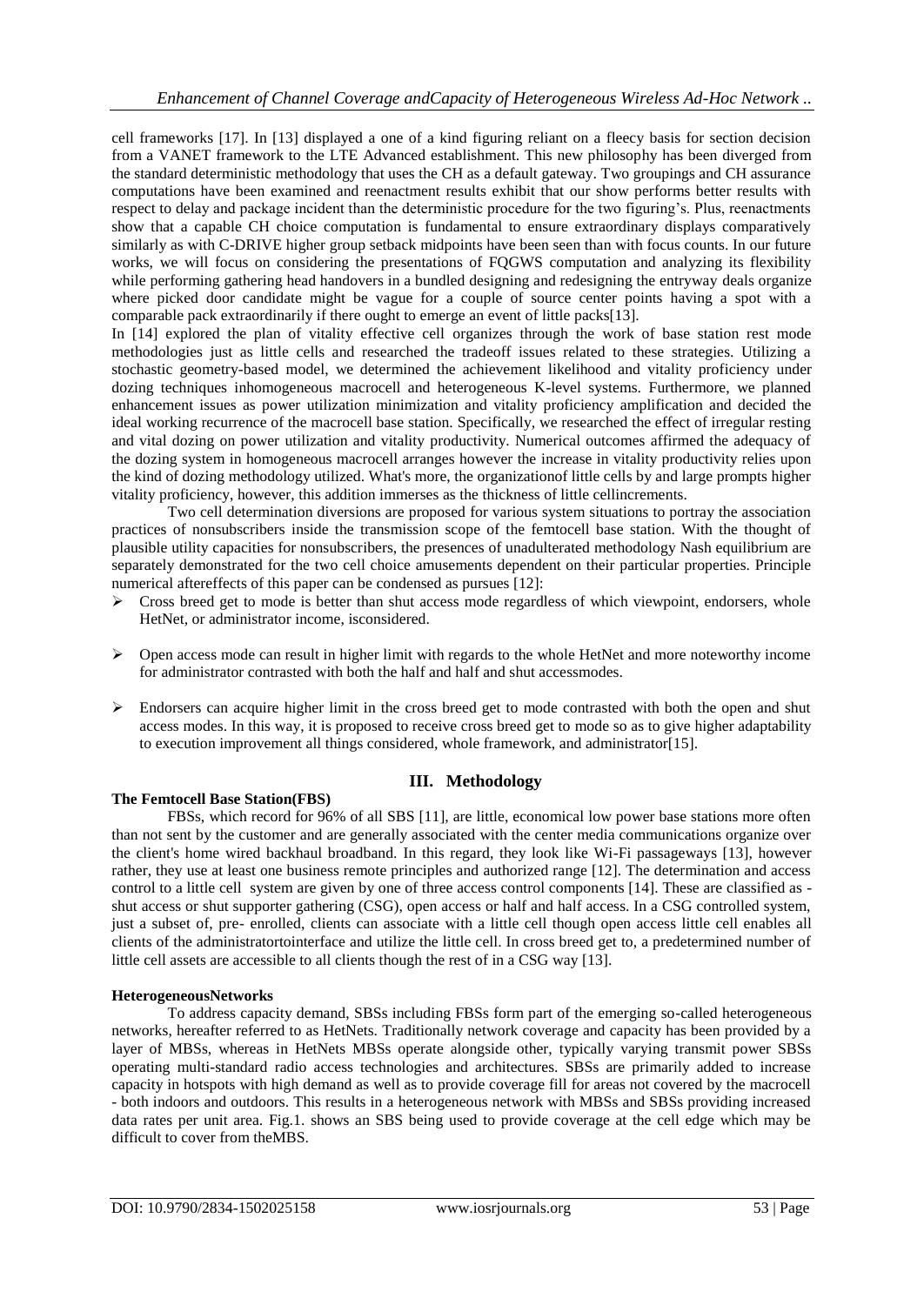cell frameworks [17]. In [13] displayed a one of a kind figuring reliant on a fleecy basis for section decision from a VANET framework to the LTE Advanced establishment. This new philosophy has been diverged from the standard deterministic methodology that uses the CH as a default gateway. Two groupings and CH assurance computations have been examined and reenactment results exhibit that our show performs better results with respect to delay and package incident than the deterministic procedure for the two figuring's. Plus, reenactments show that a capable CH choice computation is fundamental to ensure extraordinary displays comparatively similarly as with C-DRIVE higher group setback midpoints have been seen than with focus counts. In our future works, we will focus on considering the presentations of FQGWS computation and analyzing its flexibility while performing gathering head handovers in a bundled designing and redesigning the entryway deals organize where picked door candidate might be vague for a couple of source center points having a spot with a comparable pack extraordinarily if there ought to emerge an event of little packs[13].

In [14] explored the plan of vitality effective cell organizes through the work of base station rest mode methodologies just as little cells and researched the tradeoff issues related to these strategies. Utilizing a stochastic geometry-based model, we determined the achievement likelihood and vitality proficiency under dozing techniques inhomogeneous macrocell and heterogeneous K-level systems. Furthermore, we planned enhancement issues as power utilization minimization and vitality proficiency amplification and decided the ideal working recurrence of the macrocell base station. Specifically, we researched the effect of irregular resting and vital dozing on power utilization and vitality productivity. Numerical outcomes affirmed the adequacy of the dozing system in homogeneous macrocell arranges however the increase in vitality productivity relies upon the kind of dozing methodology utilized. What's more, the organizationof little cells by and large prompts higher vitality proficiency, however, this addition immerses as the thickness of little cellincrements.

Two cell determination diversions are proposed for various system situations to portray the association practices of nonsubscribers inside the transmission scope of the femtocell base station. With the thought of plausible utility capacities for nonsubscribers, the presences of unadulterated methodology Nash equilibrium are separately demonstrated for the two cell choice amusements dependent on their particular properties. Principle numerical aftereffects of this paper can be condensed as pursues [12]:

- Cross breed get to mode is better than shut access mode regardless of which viewpoint, endorsers, whole HetNet, or administrator income, isconsidered.
- Open access mode can result in higher limit with regards to the whole HetNet and more noteworthy income for administrator contrasted with both the half and half and shut accessmodes.
- Endorsers can acquire higher limit in the cross breed get to mode contrasted with both the open and shut access modes. In this way, it is proposed to receive cross breed get to mode so as to give higher adaptability to execution improvement all things considered, whole framework, and administrator[15].

## III. Methodology

### The Femtocell Base Station(FBS)

FBSs, which record for 96% of all SBS [11], are little, economical low power base stations more often than not sent by the customer and are generally associated with the center media communications organize over the client's home wired backhaul broadband. In this regard, they look like Wi-Fi passageways [13], however rather, they use at least one business remote principles and authorized range [12]. The determination and access control to a little cell system are given by one of three access control components [14]. These are classified as - shut access or shut supporter gathering (CSG), open access or half and half access. In a CSG controlled system, just a subset of, pre- enrolled, clients can associate with a little cell though open access little cell enables all clients of the administratortointerface and utilize the little cell. In cross breed get to, a predetermined number of little cell assets are accessible to all clients though the rest of in a CSG way [13].

### HeterogeneousNetworks

To address capacity demand, SBSs including FBSs form part of the emerging so-called heterogeneous networks, hereafter referred to as HetNets. Traditionally network coverage and capacity has been provided by a layer of MBSs, whereas in HetNets MBSs operate alongside other, typically varying transmit power SBSs operating multi-standard radio access technologies and architectures. SBSs are primarily added to increase capacity in hotspots with high demand as well as to provide coverage fill for areas not covered by the macrocell - both indoors and outdoors. This results in a heterogeneous network with MBSs and SBSs providing increased data rates per unit area. Fig.1. shows an SBS being used to provide coverage at the cell edge which may be difficult to cover from theMBS.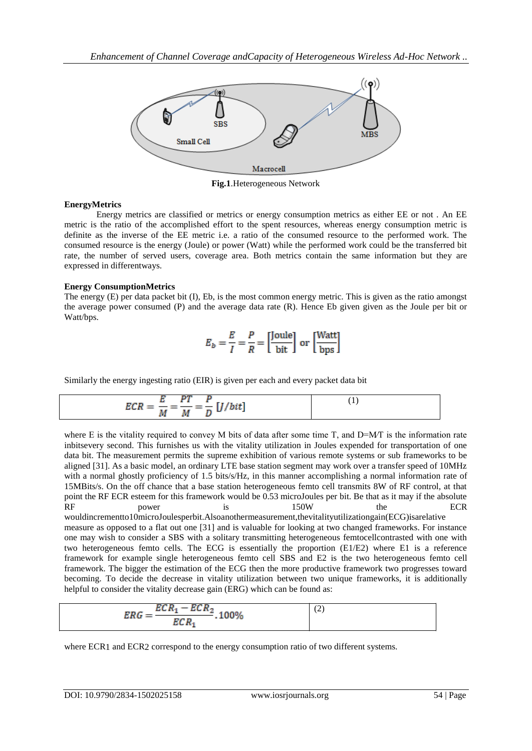**Fig.1**.Heterogeneous Network

**EnergyMetrics**

Energy metrics are classified or metrics or energy consumption metrics as either EE or not . An EE metric is the ratio of the accomplished effort to the spent resources, whereas energy consumption metric is definite as the inverse of the EE metric i.e. a ratio of the consumed resource to the performed work. The consumed resource is the energy (Joule) or power (Watt) while the performed work could be the transferred bit rate, the number of served users, coverage area. Both metrics contain the same information but they are expressed in differentways.

**Energy ConsumptionMetrics**

The energy (E) per data packet bit (I), Eb, is the most common energy metric. This is given as the ratio amongst the average power consumed (P) and the average data rate (R). Hence Eb given given as the Joule per bit or Watt/bps.

$$E_b = \frac{E}{I} = \frac{P}{R} = \left[\frac{\text{Joule}}{\text{bit}}\right] \text{ or } \left[\frac{\text{Watt}}{\text{bps}}\right]$$

Similarly the energy ingesting ratio (EIR) is given per each and every packet data bit

$$ECR = \frac{E}{M} = \frac{PT}{M} = \frac{P}{D} \; [J/bit] \qquad (1)$$

where E is the vitality required to convey M bits of data after some time T, and D=M⁄T is the information rate inbitsevery second. This furnishes us with the vitality utilization in Joules expended for transportation of one data bit. The measurement permits the supreme exhibition of various remote systems or sub frameworks to be aligned [31]. As a basic model, an ordinary LTE base station segment may work over a transfer speed of 10MHz with a normal ghostly proficiency of 1.5 bits/s/Hz, in this manner accomplishing a normal information rate of 15MBits/s. On the off chance that a base station heterogeneous femto cell transmits 8W of RF control, at that point the RF ECR esteem for this framework would be 0.53 microJoules per bit. Be that as it may if the absolute RF power is 150W the ECR wouldincrementto10microJoulesperbit.Alsoanothermeasurement,thevitalityutilizationgain(ECG)isarelative measure as opposed to a flat out one [31] and is valuable for looking at two changed frameworks. For instance one may wish to consider a SBS with a solitary transmitting heterogeneous femtocellcontrasted with one with two heterogeneous femto cells. The ECG is essentially the proportion (E1/E2) where E1 is a reference framework for example single heterogeneous femto cell SBS and E2 is the two heterogeneous femto cell framework. The bigger the estimation of the ECG then the more productive framework two progresses toward becoming. To decide the decrease in vitality utilization between two unique frameworks, it is additionally helpful to consider the vitality decrease gain (ERG) which can be found as:

$$ERG = \frac{ECR_1 - ECR_2}{ECR_1} . 100\% \qquad (2)$$

where ECR1 and ECR2 correspond to the energy consumption ratio of two different systems.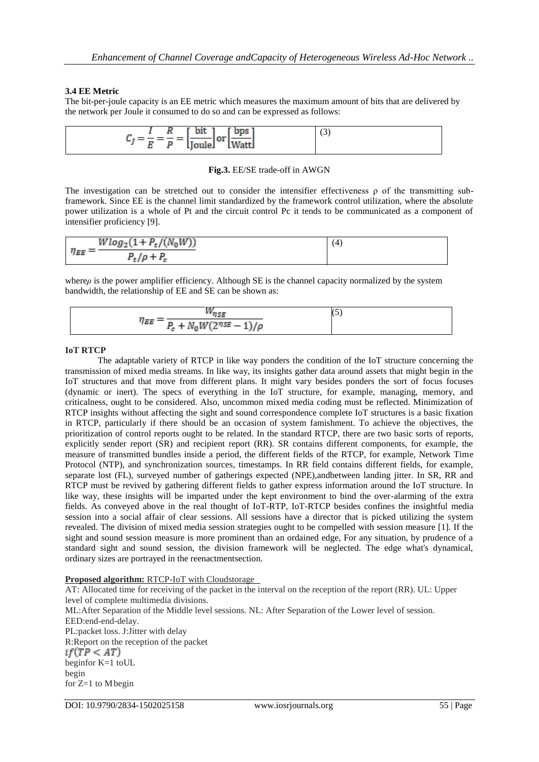### 3.4 EE Metric

The bit-per-joule capacity is an EE metric which measures the maximum amount of bits that are delivered by the network per Joule it consumed to do so and can be expressed as follows:

$$C_J = \frac{I}{E} = \frac{R}{P} = \left[\frac{\text{bit}}{\text{Joule}}\right] \text{or} \left[\frac{\text{bps}}{\text{Watt}}\right] \tag{3}$$

**Fig.3.** EE/SE trade-off in AWGN

The investigation can be stretched out to consider the intensifier effectiveness ρ of the transmitting sub-framework. Since EE is the channel limit standardized by the framework control utilization, where the absolute power utilization is a whole of Pt and the circuit control Pc it tends to be communicated as a component of intensifier proficiency [9].

$$\eta_{EE} = \frac{W \log_2(1 + P_t/(N_0 W))}{P_t/\rho + P_c} \tag{4}$$

where$\rho$ is the power amplifier efficiency. Although SE is the channel capacity normalized by the system bandwidth, the relationship of EE and SE can be shown as:

$$\eta_{EE} = \frac{W_{\eta SE}}{P_c + N_0 W (2^{\eta SE} - 1)/\rho} \tag{5}$$

**IoT RTCP**

The adaptable variety of RTCP in like way ponders the condition of the IoT structure concerning the transmission of mixed media streams. In like way, its insights gather data around assets that might begin in the IoT structures and that move from different plans. It might vary besides ponders the sort of focus focuses (dynamic or inert). The specs of everything in the IoT structure, for example, managing, memory, and criticalness, ought to be considered. Also, uncommon mixed media coding must be reflected. Minimization of RTCP insights without affecting the sight and sound correspondence complete IoT structures is a basic fixation in RTCP, particularly if there should be an occasion of system famishment. To achieve the objectives, the prioritization of control reports ought to be related. In the standard RTCP, there are two basic sorts of reports, explicitly sender report (SR) and recipient report (RR). SR contains different components, for example, the measure of transmitted bundles inside a period, the different fields of the RTCP, for example, Network Time Protocol (NTP), and synchronization sources, timestamps. In RR field contains different fields, for example, separate lost (FL), surveyed number of gatherings expected (NPE),andbetween landing jitter. In SR, RR and RTCP must be revived by gathering different fields to gather express information around the IoT structure. In like way, these insights will be imparted under the kept environment to bind the over-alarming of the extra fields. As conveyed above in the real thought of IoT-RTP, IoT-RTCP besides confines the insightful media session into a social affair of clear sessions. All sessions have a director that is picked utilizing the system revealed. The division of mixed media session strategies ought to be compelled with session measure [1]. If the sight and sound session measure is more prominent than an ordained edge, For any situation, by prudence of a standard sight and sound session, the division framework will be neglected. The edge what's dynamical, ordinary sizes are portrayed in the reenactmentsection.

**Proposed algorithm:** RTCP-IoT with Cloudstorage

AT: Allocated time for receiving of the packet in the interval on the reception of the report (RR). UL: Upper level of complete multimedia divisions.

ML:After Separation of the Middle level sessions. NL: After Separation of the Lower level of session.

EED:end-end-delay.

PL:packet loss. J:Jitter with delay

R:Report on the reception of the packet

$if(TP < AT)$

beginfor K=1 toUL

begin

for Z=1 to Mbegin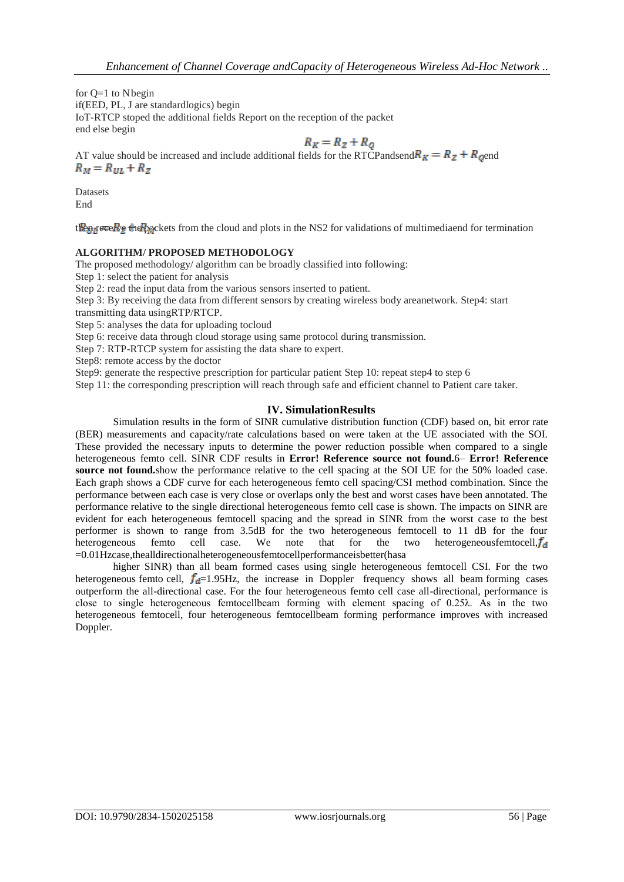for Q=1 to N begin
if(EED, PL, J are standardlogics) begin
IoT-RTCP stoped the additional fields Report on the reception of the packet
end else begin

$$R_K = R_Z + R_Q$$

AT value should be increased and include additional fields for the RTCPandsend $R_K = R_Z + R_Q$ end
$R_M = R_{UL} + R_Z$

Datasets
End

then receive the packets from the cloud and plots in the NS2 for validations of multimediaend for termination

**ALGORITHM/ PROPOSED METHODOLOGY**

The proposed methodology/ algorithm can be broadly classified into following:
Step 1: select the patient for analysis
Step 2: read the input data from the various sensors inserted to patient.
Step 3: By receiving the data from different sensors by creating wireless body areanetwork. Step4: start transmitting data usingRTP/RTCP.
Step 5: analyses the data for uploading tocloud
Step 6: receive data through cloud storage using same protocol during transmission.
Step 7: RTP-RTCP system for assisting the data share to expert.
Step8: remote access by the doctor
Step9: generate the respective prescription for particular patient Step 10: repeat step4 to step 6
Step 11: the corresponding prescription will reach through safe and efficient channel to Patient care taker.

## IV. SimulationResults

Simulation results in the form of SINR cumulative distribution function (CDF) based on, bit error rate (BER) measurements and capacity/rate calculations based on were taken at the UE associated with the SOI. These provided the necessary inputs to determine the power reduction possible when compared to a single heterogeneous femto cell. SINR CDF results in **Error! Reference source not found.**6– **Error! Reference source not found.**show the performance relative to the cell spacing at the SOI UE for the 50% loaded case. Each graph shows a CDF curve for each heterogeneous femto cell spacing/CSI method combination. Since the performance between each case is very close or overlaps only the best and worst cases have been annotated. The performance relative to the single directional heterogeneous femto cell case is shown. The impacts on SINR are evident for each heterogeneous femtocell spacing and the spread in SINR from the worst case to the best performer is shown to range from 3.5dB for the two heterogeneous femtocell to 11 dB for the four heterogeneous femto cell case. We note that for the two heterogeneousfemtocell, $f_d$ =0.01Hzcase,thealldirectionalheterogeneousfemtocellperformanceisbetter(hasa higher SINR) than all beam formed cases using single heterogeneous femtocell CSI. For the two heterogeneous femto cell, $f_d$=1.95Hz, the increase in Doppler frequency shows all beam forming cases outperform the all-directional case. For the four heterogeneous femto cell case all-directional, performance is close to single heterogeneous femtocellbeam forming with element spacing of 0.25λ. As in the two heterogeneous femtocell, four heterogeneous femtocellbeam forming performance improves with increased Doppler.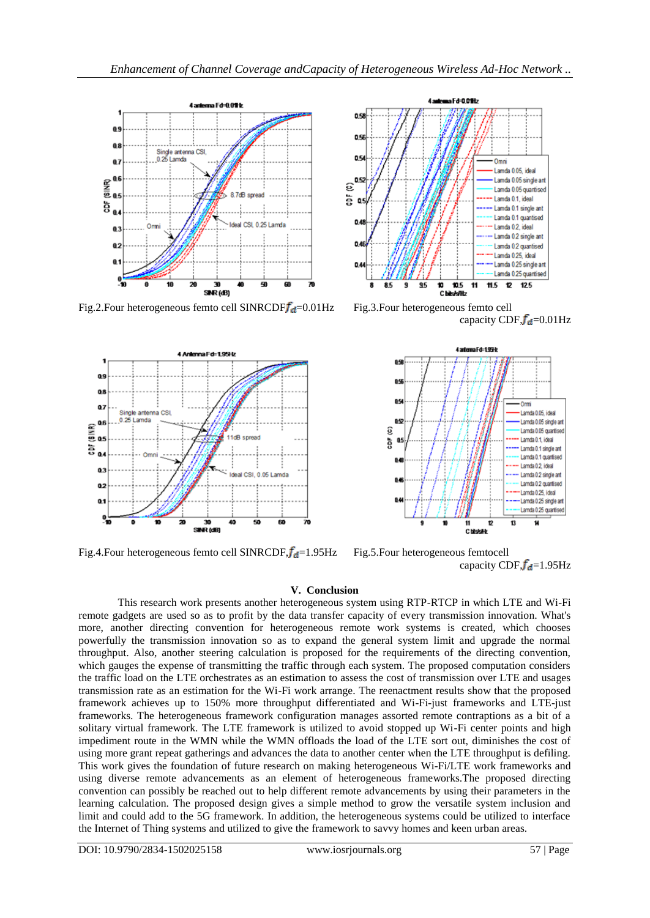Fig.2.Four heterogeneous femto cell SINRCDF $f_d$=0.01Hz

Fig.3.Four heterogeneous femto cell capacity CDF, $f_d$=0.01Hz

Fig.4.Four heterogeneous femto cell SINRCDF, $f_d$=1.95Hz

Fig.5.Four heterogeneous femtocell capacity CDF, $f_d$=1.95Hz

## V. Conclusion

This research work presents another heterogeneous system using RTP-RTCP in which LTE and Wi-Fi remote gadgets are used so as to profit by the data transfer capacity of every transmission innovation. What's more, another directing convention for heterogeneous remote work systems is created, which chooses powerfully the transmission innovation so as to expand the general system limit and upgrade the normal throughput. Also, another steering calculation is proposed for the requirements of the directing convention, which gauges the expense of transmitting the traffic through each system. The proposed computation considers the traffic load on the LTE orchestrates as an estimation to assess the cost of transmission over LTE and usages transmission rate as an estimation for the Wi-Fi work arrange. The reenactment results show that the proposed framework achieves up to 150% more throughput differentiated and Wi-Fi-just frameworks and LTE-just frameworks. The heterogeneous framework configuration manages assorted remote contraptions as a bit of a solitary virtual framework. The LTE framework is utilized to avoid stopped up Wi-Fi center points and high impediment route in the WMN while the WMN offloads the load of the LTE sort out, diminishes the cost of using more grant repeat gatherings and advances the data to another center when the LTE throughput is defiling. This work gives the foundation of future research on making heterogeneous Wi-Fi/LTE work frameworks and using diverse remote advancements as an element of heterogeneous frameworks.The proposed directing convention can possibly be reached out to help different remote advancements by using their parameters in the learning calculation. The proposed design gives a simple method to grow the versatile system inclusion and limit and could add to the 5G framework. In addition, the heterogeneous systems could be utilized to interface the Internet of Thing systems and utilized to give the framework to savvy homes and keen urban areas.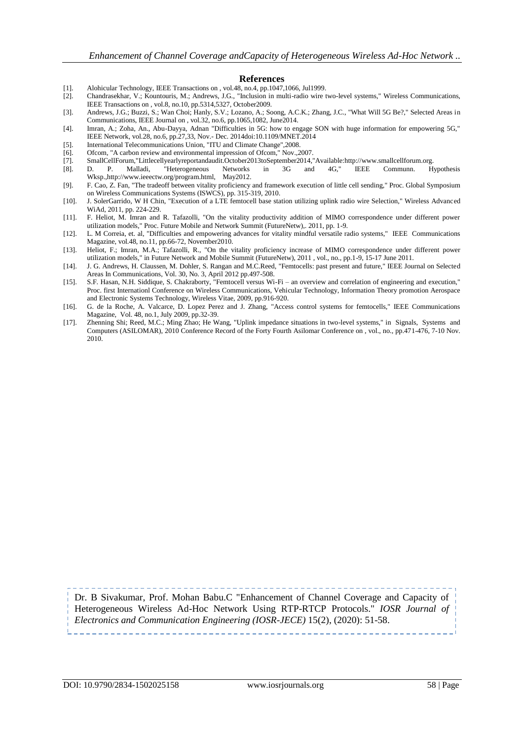## References

[1]. Alohicular Technology, IEEE Transactions on , vol.48, no.4, pp.1047,1066, Jul1999.

[2]. Chandrasekhar, V.; Kountouris, M.; Andrews, J.G., "Inclusion in multi-radio wire two-level systems," Wireless Communications, IEEE Transactions on , vol.8, no.10, pp.5314,5327, October2009.

[3]. Andrews, J.G.; Buzzi, S.; Wan Choi; Hanly, S.V.; Lozano, A.; Soong, A.C.K.; Zhang, J.C., "What Will 5G Be?," Selected Areas in Communications, IEEE Journal on , vol.32, no.6, pp.1065,1082, June2014.

[4]. Imran, A.; Zoha, An., Abu-Dayya, Adnan "Difficulties in 5G: how to engage SON with huge information for empowering 5G," IEEE Network, vol.28, no.6, pp.27,33, Nov.- Dec. 2014doi:10.1109/MNET.2014

[5]. International Telecommunications Union, "ITU and Climate Change",2008.

[6]. Ofcom, "A carbon review and environmental impression of Ofcom," Nov.,2007.

[7]. SmallCellForum,"Littlecellyearlyreportandaudit.October2013toSeptember2014,"Available:http://www.smallcellforum.org.

[8]. D. P. Malladi, "Heterogeneous Networks in 3G and 4G," IEEE Communn. Hypothesis Wksp.,http://www.ieeectw.org/program.html, May2012.

[9]. F. Cao, Z. Fan, "The tradeoff between vitality proficiency and framework execution of little cell sending," Proc. Global Symposium on Wireless Communications Systems (ISWCS), pp. 315-319, 2010.

[10]. J. SolerGarrido, W H Chin, "Execution of a LTE femtocell base station utilizing uplink radio wire Selection," Wireless Advanced WiAd, 2011, pp. 224-229.

[11]. F. Heliot, M. Imran and R. Tafazolli, "On the vitality productivity addition of MIMO correspondence under different power utilization models," Proc. Future Mobile and Network Summit (FutureNetw),. 2011, pp. 1-9.

[12]. L. M Correia, et. al, "Difficulties and empowering advances for vitality mindful versatile radio systems," IEEE Communications Magazine, vol.48, no.11, pp.66-72, November2010.

[13]. Heliot, F.; Imran, M.A.; Tafazolli, R., "On the vitality proficiency increase of MIMO correspondence under different power utilization models," in Future Network and Mobile Summit (FutureNetw), 2011 , vol., no., pp.1-9, 15-17 June 2011.

[14]. J. G. Andrews, H. Claussen, M. Dohler, S. Rangan and M.C.Reed, "Femtocells: past present and future," IEEE Journal on Selected Areas In Communications, Vol. 30, No. 3, April 2012 pp.497-508.

[15]. S.F. Hasan, N.H. Siddique, S. Chakraborty, "Femtocell versus Wi-Fi – an overview and correlation of engineering and execution," Proc. first Internationl Conference on Wireless Communications, Vehicular Technology, Information Theory promotion Aerospace and Electronic Systems Technology, Wireless Vitae, 2009, pp.916-920.

[16]. G. de la Roche, A. Valcarce, D. Lopez Perez and J. Zhang, "Access control systems for femtocells," IEEE Communications Magazine, Vol. 48, no.1, July 2009, pp.32-39.

[17]. Zhenning Shi; Reed, M.C.; Ming Zhao; He Wang, "Uplink impedance situations in two-level systems," in Signals, Systems and Computers (ASILOMAR), 2010 Conference Record of the Forty Fourth Asilomar Conference on , vol., no., pp.471-476, 7-10 Nov. 2010.

Dr. B Sivakumar, Prof. Mohan Babu.C "Enhancement of Channel Coverage and Capacity of Heterogeneous Wireless Ad-Hoc Network Using RTP-RTCP Protocols." *IOSR Journal of Electronics and Communication Engineering (IOSR-JECE)* 15(2), (2020): 51-58.